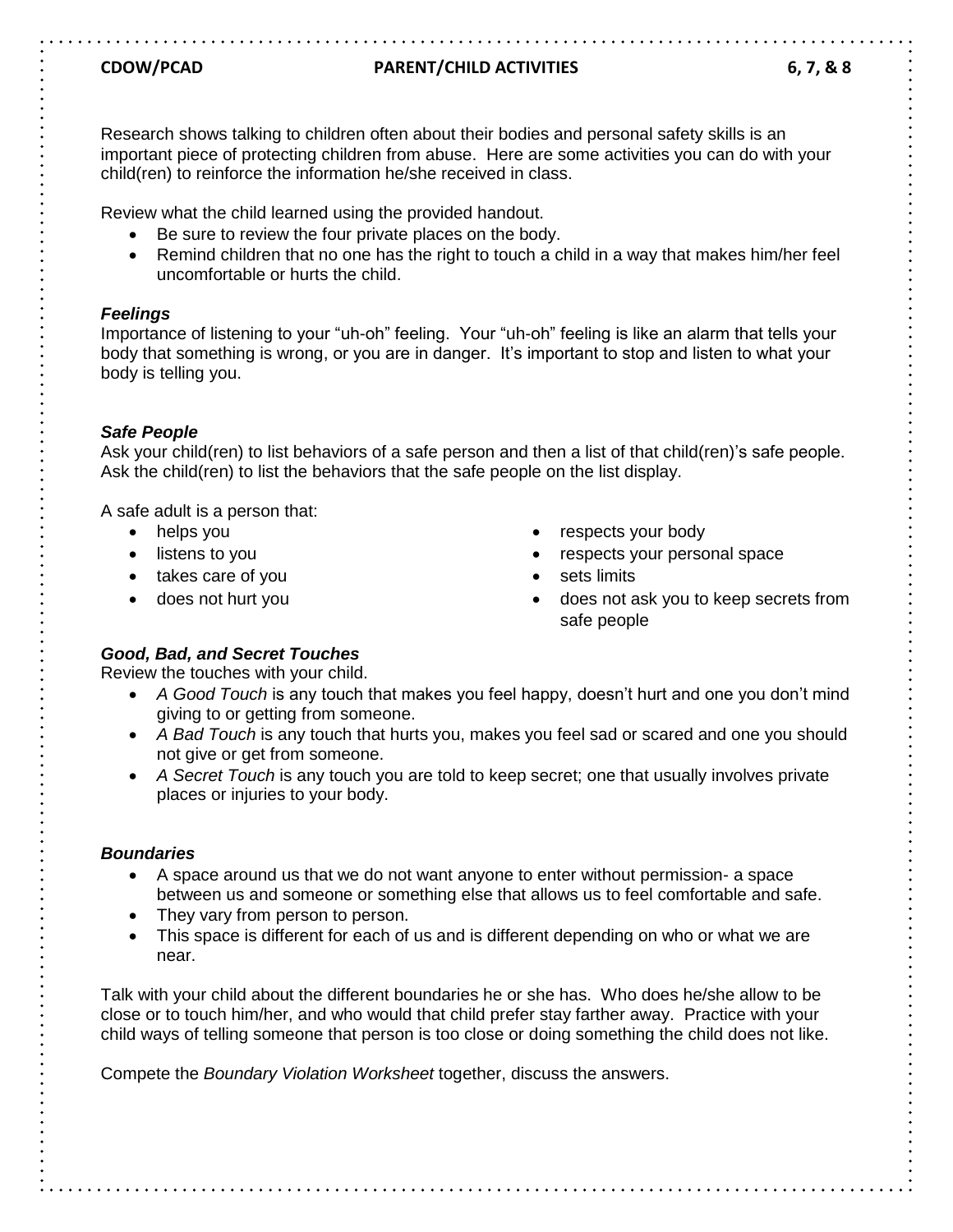**CDOW/PCAD** **PARENT/CHILD ACTIVITIES** **6, 7, & 8**

Research shows talking to children often about their bodies and personal safety skills is an important piece of protecting children from abuse. Here are some activities you can do with your child(ren) to reinforce the information he/she received in class.

Review what the child learned using the provided handout.

- Be sure to review the four private places on the body.
- Remind children that no one has the right to touch a child in a way that makes him/her feel uncomfortable or hurts the child.

***Feelings***

Importance of listening to your "uh-oh" feeling. Your "uh-oh" feeling is like an alarm that tells your body that something is wrong, or you are in danger. It's important to stop and listen to what your body is telling you.

***Safe People***

Ask your child(ren) to list behaviors of a safe person and then a list of that child(ren)'s safe people. Ask the child(ren) to list the behaviors that the safe people on the list display.

A safe adult is a person that:

- helps you
- listens to you
- takes care of you
- does not hurt you
- respects your body
- respects your personal space
- sets limits
- does not ask you to keep secrets from safe people

***Good, Bad, and Secret Touches***

Review the touches with your child.

- *A Good Touch* is any touch that makes you feel happy, doesn't hurt and one you don't mind giving to or getting from someone.
- *A Bad Touch* is any touch that hurts you, makes you feel sad or scared and one you should not give or get from someone.
- *A Secret Touch* is any touch you are told to keep secret; one that usually involves private places or injuries to your body.

***Boundaries***

- A space around us that we do not want anyone to enter without permission- a space between us and someone or something else that allows us to feel comfortable and safe.
- They vary from person to person.
- This space is different for each of us and is different depending on who or what we are near.

Talk with your child about the different boundaries he or she has. Who does he/she allow to be close or to touch him/her, and who would that child prefer stay farther away. Practice with your child ways of telling someone that person is too close or doing something the child does not like.

Compete the *Boundary Violation Worksheet* together, discuss the answers.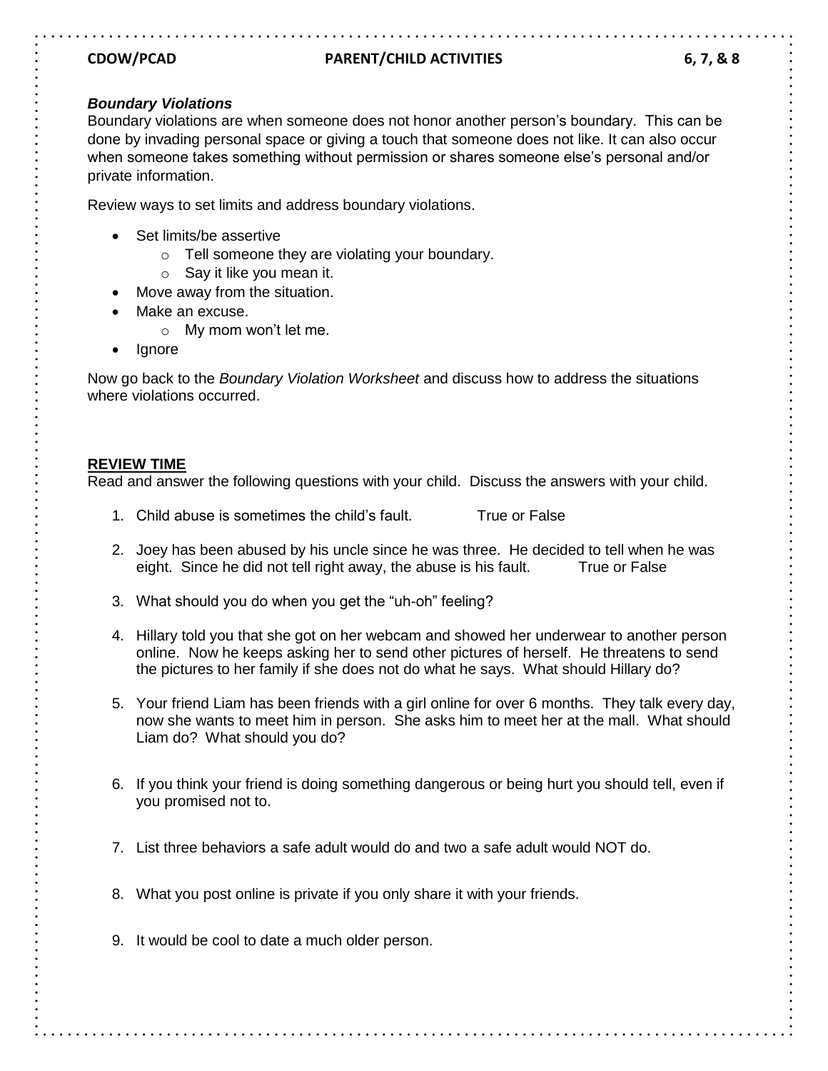### *Boundary Violations*

Boundary violations are when someone does not honor another person's boundary. This can be done by invading personal space or giving a touch that someone does not like. It can also occur when someone takes something without permission or shares someone else's personal and/or private information.

Review ways to set limits and address boundary violations.

- Set limits/be assertive
  - Tell someone they are violating your boundary.
  - Say it like you mean it.
- Move away from the situation.
- Make an excuse.
  - My mom won't let me.
- Ignore

Now go back to the *Boundary Violation Worksheet* and discuss how to address the situations where violations occurred.

## REVIEW TIME

Read and answer the following questions with your child. Discuss the answers with your child.

1. Child abuse is sometimes the child's fault. True or False
2. Joey has been abused by his uncle since he was three. He decided to tell when he was eight. Since he did not tell right away, the abuse is his fault. True or False
3. What should you do when you get the "uh-oh" feeling?
4. Hillary told you that she got on her webcam and showed her underwear to another person online. Now he keeps asking her to send other pictures of herself. He threatens to send the pictures to her family if she does not do what he says. What should Hillary do?
5. Your friend Liam has been friends with a girl online for over 6 months. They talk every day, now she wants to meet him in person. She asks him to meet her at the mall. What should Liam do? What should you do?
6. If you think your friend is doing something dangerous or being hurt you should tell, even if you promised not to.
7. List three behaviors a safe adult would do and two a safe adult would NOT do.
8. What you post online is private if you only share it with your friends.
9. It would be cool to date a much older person.